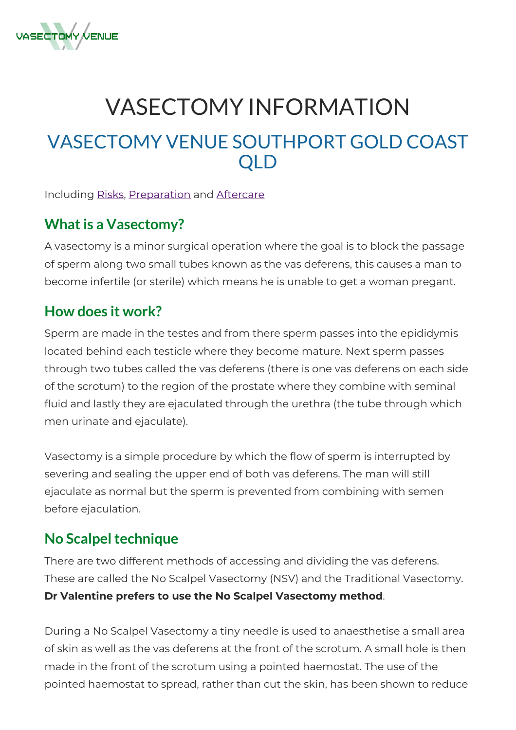VASECTOMY VENUE

# VASECTOMY INFORMATION

## VASECTOMY VENUE SOUTHPORT GOLD COAST QLD

Including Risks, Preparation and Aftercare

### What is a Vasectomy?

A vasectomy is a minor surgical operation where the goal is to block the passage of sperm along two small tubes known as the vas deferens, this causes a man to become infertile (or sterile) which means he is unable to get a woman pregant.

### How does it work?

Sperm are made in the testes and from there sperm passes into the epididymis located behind each testicle where they become mature. Next sperm passes through two tubes called the vas deferens (there is one vas deferens on each side of the scrotum) to the region of the prostate where they combine with seminal fluid and lastly they are ejaculated through the urethra (the tube through which men urinate and ejaculate).

Vasectomy is a simple procedure by which the flow of sperm is interrupted by severing and sealing the upper end of both vas deferens. The man will still ejaculate as normal but the sperm is prevented from combining with semen before ejaculation.

### No Scalpel technique

There are two different methods of accessing and dividing the vas deferens. These are called the No Scalpel Vasectomy (NSV) and the Traditional Vasectomy. **Dr Valentine prefers to use the No Scalpel Vasectomy method**.

During a No Scalpel Vasectomy a tiny needle is used to anaesthetise a small area of skin as well as the vas deferens at the front of the scrotum. A small hole is then made in the front of the scrotum using a pointed haemostat. The use of the pointed haemostat to spread, rather than cut the skin, has been shown to reduce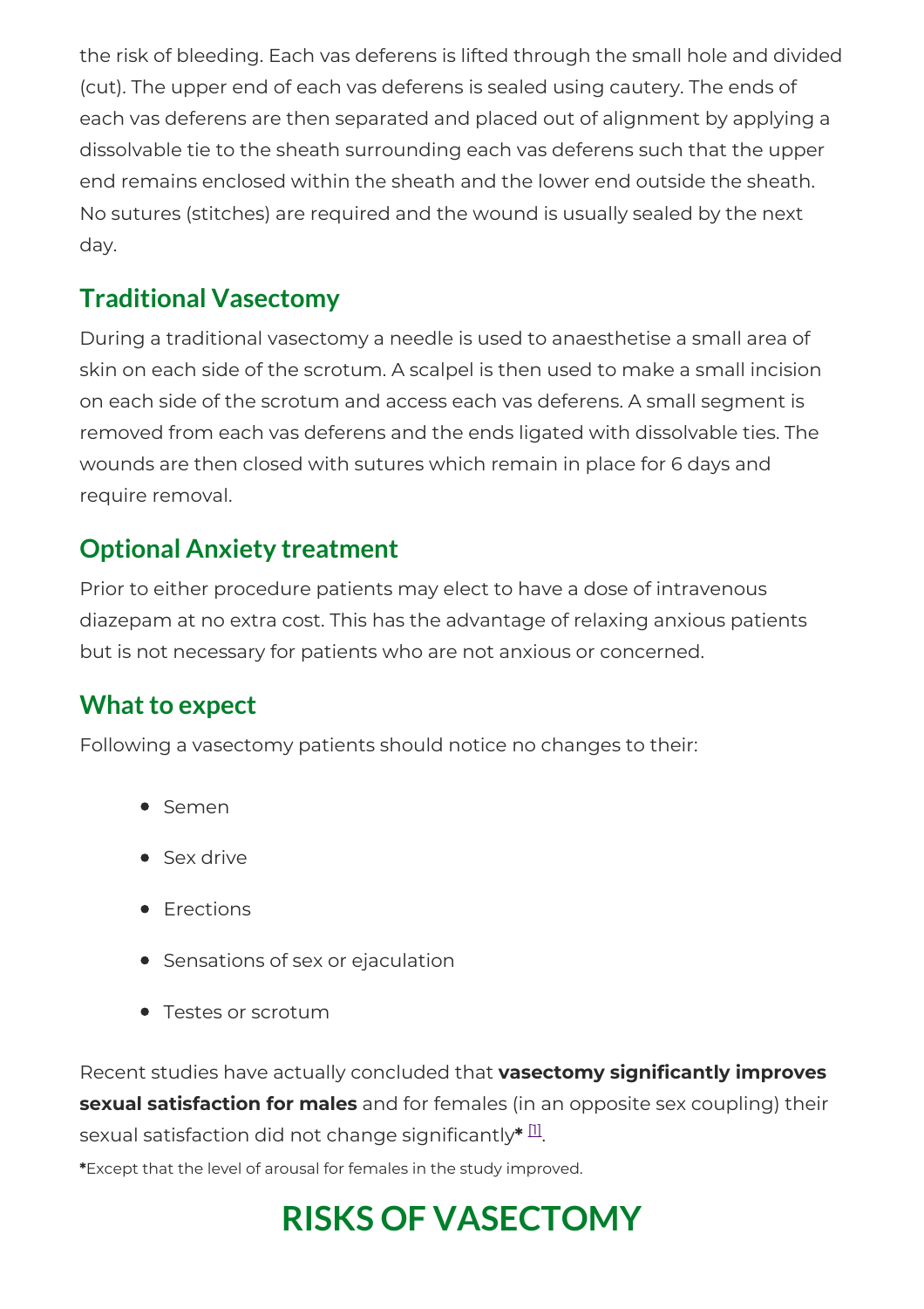the risk of bleeding. Each vas deferens is lifted through the small hole and divided (cut). The upper end of each vas deferens is sealed using cautery. The ends of each vas deferens are then separated and placed out of alignment by applying a dissolvable tie to the sheath surrounding each vas deferens such that the upper end remains enclosed within the sheath and the lower end outside the sheath. No sutures (stitches) are required and the wound is usually sealed by the next day.

## Traditional Vasectomy

During a traditional vasectomy a needle is used to anaesthetise a small area of skin on each side of the scrotum. A scalpel is then used to make a small incision on each side of the scrotum and access each vas deferens. A small segment is removed from each vas deferens and the ends ligated with dissolvable ties. The wounds are then closed with sutures which remain in place for 6 days and require removal.

## Optional Anxiety treatment

Prior to either procedure patients may elect to have a dose of intravenous diazepam at no extra cost. This has the advantage of relaxing anxious patients but is not necessary for patients who are not anxious or concerned.

## What to expect

Following a vasectomy patients should notice no changes to their:

- Semen
- Sex drive
- Erections
- Sensations of sex or ejaculation
- Testes or scrotum

Recent studies have actually concluded that **vasectomy significantly improves sexual satisfaction for males** and for females (in an opposite sex coupling) their sexual satisfaction did not change significantly**\*** [1].

**\***Except that the level of arousal for females in the study improved.

# RISKS OF VASECTOMY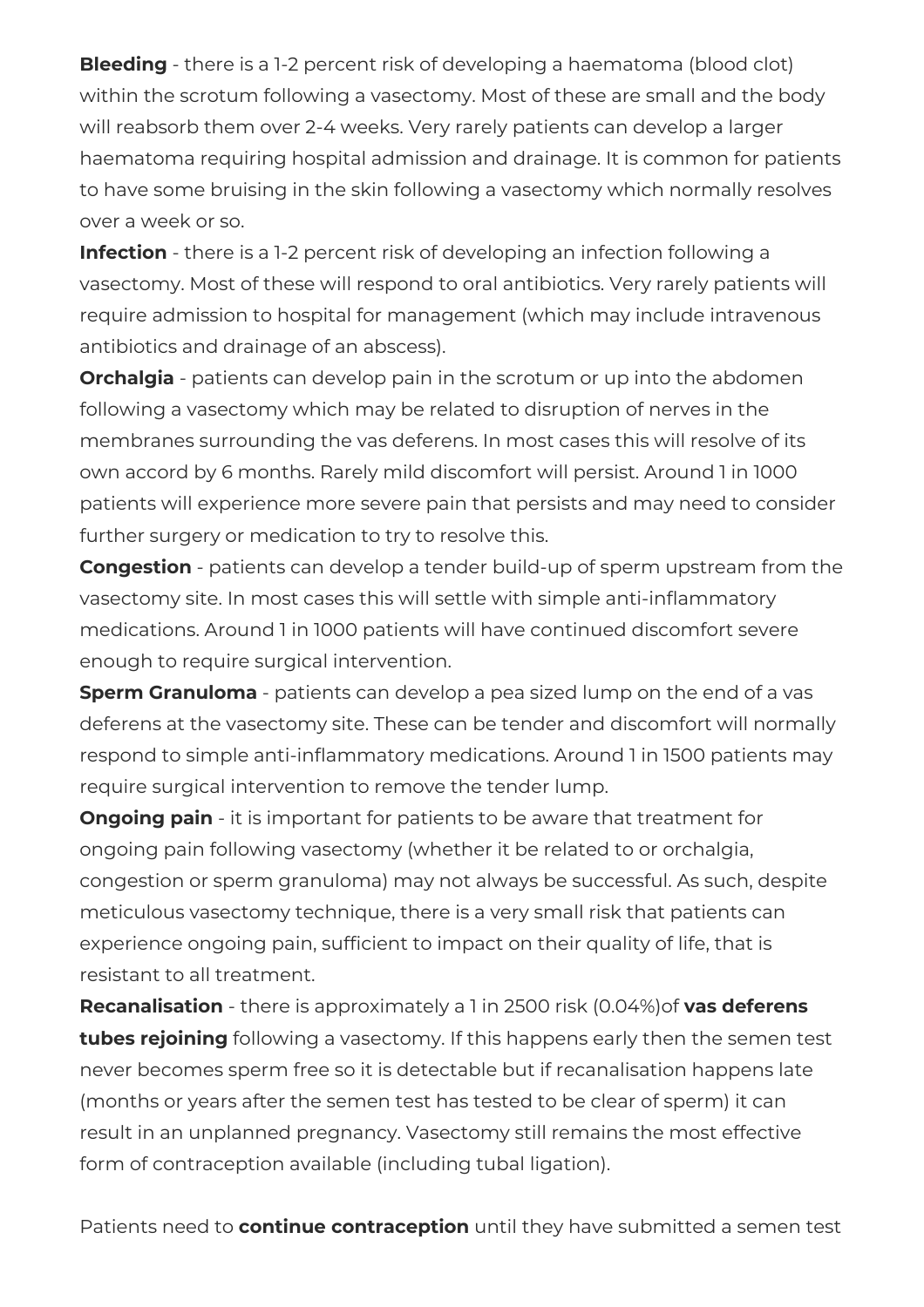**Bleeding** - there is a 1-2 percent risk of developing a haematoma (blood clot) within the scrotum following a vasectomy. Most of these are small and the body will reabsorb them over 2-4 weeks. Very rarely patients can develop a larger haematoma requiring hospital admission and drainage. It is common for patients to have some bruising in the skin following a vasectomy which normally resolves over a week or so.

**Infection** - there is a 1-2 percent risk of developing an infection following a vasectomy. Most of these will respond to oral antibiotics. Very rarely patients will require admission to hospital for management (which may include intravenous antibiotics and drainage of an abscess).

**Orchalgia** - patients can develop pain in the scrotum or up into the abdomen following a vasectomy which may be related to disruption of nerves in the membranes surrounding the vas deferens. In most cases this will resolve of its own accord by 6 months. Rarely mild discomfort will persist. Around 1 in 1000 patients will experience more severe pain that persists and may need to consider further surgery or medication to try to resolve this.

**Congestion** - patients can develop a tender build-up of sperm upstream from the vasectomy site. In most cases this will settle with simple anti-inflammatory medications. Around 1 in 1000 patients will have continued discomfort severe enough to require surgical intervention.

**Sperm Granuloma** - patients can develop a pea sized lump on the end of a vas deferens at the vasectomy site. These can be tender and discomfort will normally respond to simple anti-inflammatory medications. Around 1 in 1500 patients may require surgical intervention to remove the tender lump.

**Ongoing pain** - it is important for patients to be aware that treatment for ongoing pain following vasectomy (whether it be related to or orchalgia, congestion or sperm granuloma) may not always be successful. As such, despite meticulous vasectomy technique, there is a very small risk that patients can experience ongoing pain, sufficient to impact on their quality of life, that is resistant to all treatment.

**Recanalisation** - there is approximately a 1 in 2500 risk (0.04%)of **vas deferens tubes rejoining** following a vasectomy. If this happens early then the semen test never becomes sperm free so it is detectable but if recanalisation happens late (months or years after the semen test has tested to be clear of sperm) it can result in an unplanned pregnancy. Vasectomy still remains the most effective form of contraception available (including tubal ligation).

Patients need to **continue contraception** until they have submitted a semen test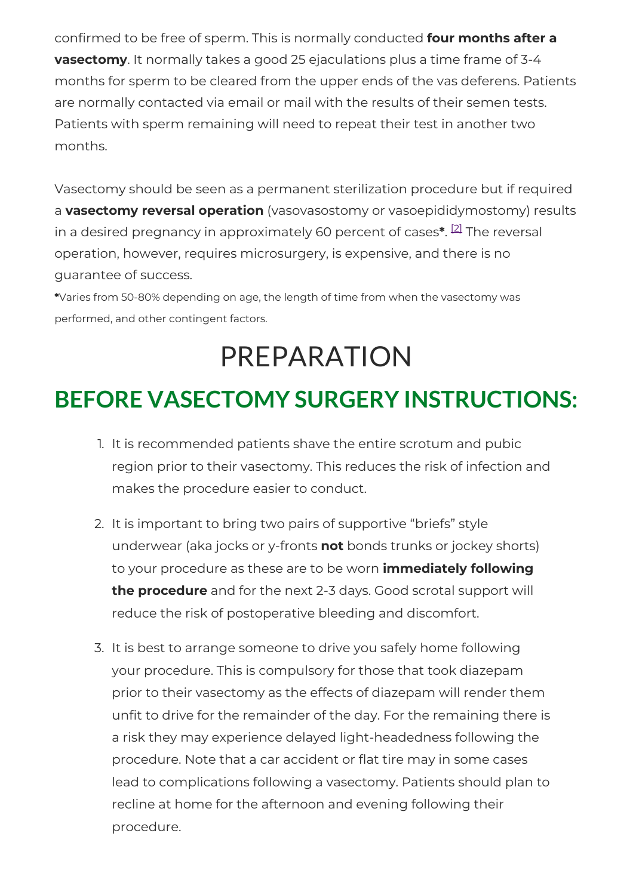confirmed to be free of sperm. This is normally conducted **four months after a vasectomy**. It normally takes a good 25 ejaculations plus a time frame of 3-4 months for sperm to be cleared from the upper ends of the vas deferens. Patients are normally contacted via email or mail with the results of their semen tests. Patients with sperm remaining will need to repeat their test in another two months.

Vasectomy should be seen as a permanent sterilization procedure but if required a **vasectomy reversal operation** (vasovasostomy or vasoepididymostomy) results in a desired pregnancy in approximately 60 percent of cases**\***. [2] The reversal operation, however, requires microsurgery, is expensive, and there is no guarantee of success.

**\***Varies from 50-80% depending on age, the length of time from when the vasectomy was performed, and other contingent factors.

# PREPARATION

## BEFORE VASECTOMY SURGERY INSTRUCTIONS:

1. It is recommended patients shave the entire scrotum and pubic region prior to their vasectomy. This reduces the risk of infection and makes the procedure easier to conduct.

2. It is important to bring two pairs of supportive "briefs" style underwear (aka jocks or y-fronts **not** bonds trunks or jockey shorts) to your procedure as these are to be worn **immediately following the procedure** and for the next 2-3 days. Good scrotal support will reduce the risk of postoperative bleeding and discomfort.

3. It is best to arrange someone to drive you safely home following your procedure. This is compulsory for those that took diazepam prior to their vasectomy as the effects of diazepam will render them unfit to drive for the remainder of the day. For the remaining there is a risk they may experience delayed light-headedness following the procedure. Note that a car accident or flat tire may in some cases lead to complications following a vasectomy. Patients should plan to recline at home for the afternoon and evening following their procedure.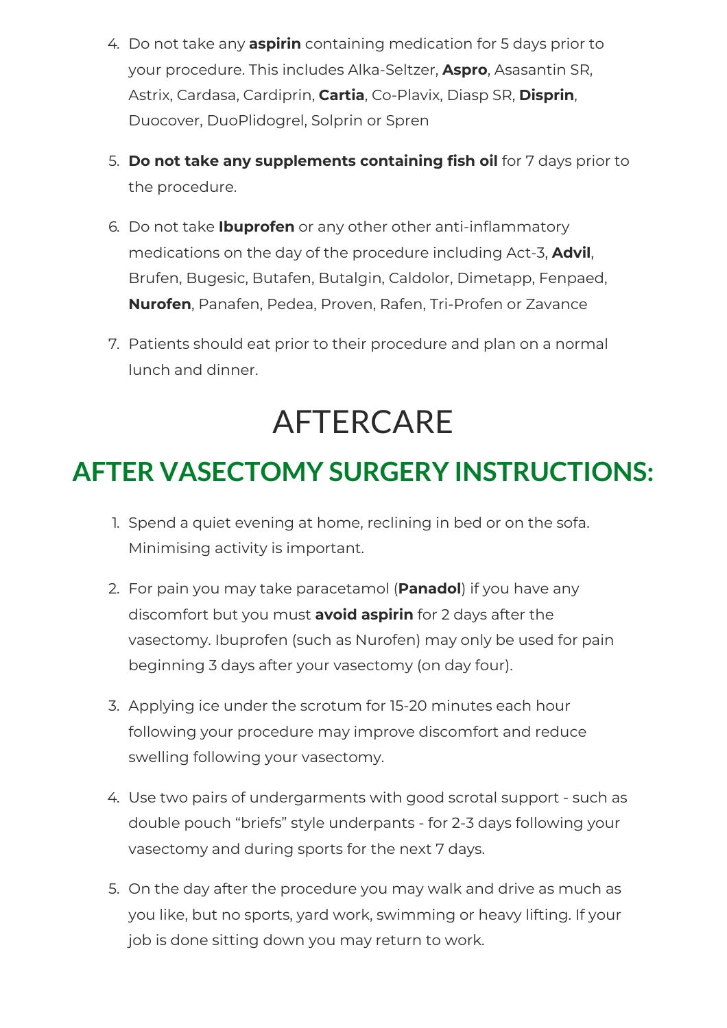4. Do not take any **aspirin** containing medication for 5 days prior to your procedure. This includes Alka-Seltzer, **Aspro**, Asasantin SR, Astrix, Cardasa, Cardiprin, **Cartia**, Co-Plavix, Diasp SR, **Disprin**, Duocover, DuoPlidogrel, Solprin or Spren

5. **Do not take any supplements containing fish oil** for 7 days prior to the procedure.

6. Do not take **Ibuprofen** or any other other anti-inflammatory medications on the day of the procedure including Act-3, **Advil**, Brufen, Bugesic, Butafen, Butalgin, Caldolor, Dimetapp, Fenpaed, **Nurofen**, Panafen, Pedea, Proven, Rafen, Tri-Profen or Zavance

7. Patients should eat prior to their procedure and plan on a normal lunch and dinner.

# AFTERCARE

## AFTER VASECTOMY SURGERY INSTRUCTIONS:

1. Spend a quiet evening at home, reclining in bed or on the sofa. Minimising activity is important.

2. For pain you may take paracetamol (**Panadol**) if you have any discomfort but you must **avoid aspirin** for 2 days after the vasectomy. Ibuprofen (such as Nurofen) may only be used for pain beginning 3 days after your vasectomy (on day four).

3. Applying ice under the scrotum for 15-20 minutes each hour following your procedure may improve discomfort and reduce swelling following your vasectomy.

4. Use two pairs of undergarments with good scrotal support - such as double pouch "briefs" style underpants - for 2-3 days following your vasectomy and during sports for the next 7 days.

5. On the day after the procedure you may walk and drive as much as you like, but no sports, yard work, swimming or heavy lifting. If your job is done sitting down you may return to work.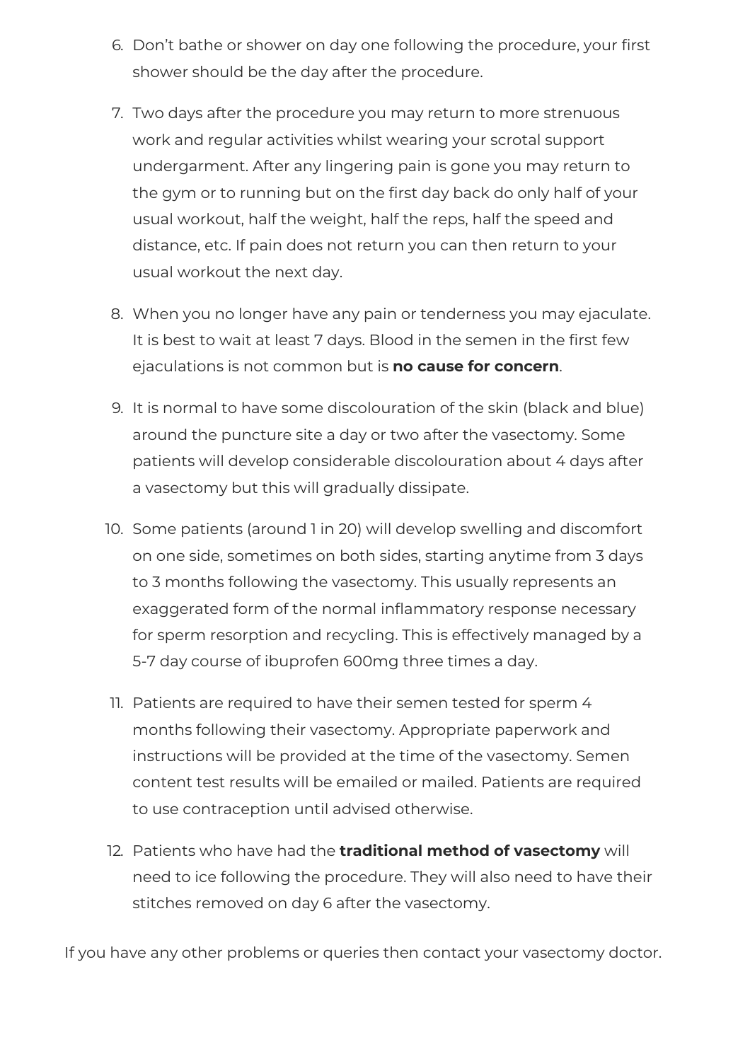6. Don't bathe or shower on day one following the procedure, your first shower should be the day after the procedure.
7. Two days after the procedure you may return to more strenuous work and regular activities whilst wearing your scrotal support undergarment. After any lingering pain is gone you may return to the gym or to running but on the first day back do only half of your usual workout, half the weight, half the reps, half the speed and distance, etc. If pain does not return you can then return to your usual workout the next day.
8. When you no longer have any pain or tenderness you may ejaculate. It is best to wait at least 7 days. Blood in the semen in the first few ejaculations is not common but is **no cause for concern**.
9. It is normal to have some discolouration of the skin (black and blue) around the puncture site a day or two after the vasectomy. Some patients will develop considerable discolouration about 4 days after a vasectomy but this will gradually dissipate.
10. Some patients (around 1 in 20) will develop swelling and discomfort on one side, sometimes on both sides, starting anytime from 3 days to 3 months following the vasectomy. This usually represents an exaggerated form of the normal inflammatory response necessary for sperm resorption and recycling. This is effectively managed by a 5-7 day course of ibuprofen 600mg three times a day.
11. Patients are required to have their semen tested for sperm 4 months following their vasectomy. Appropriate paperwork and instructions will be provided at the time of the vasectomy. Semen content test results will be emailed or mailed. Patients are required to use contraception until advised otherwise.
12. Patients who have had the **traditional method of vasectomy** will need to ice following the procedure. They will also need to have their stitches removed on day 6 after the vasectomy.

If you have any other problems or queries then contact your vasectomy doctor.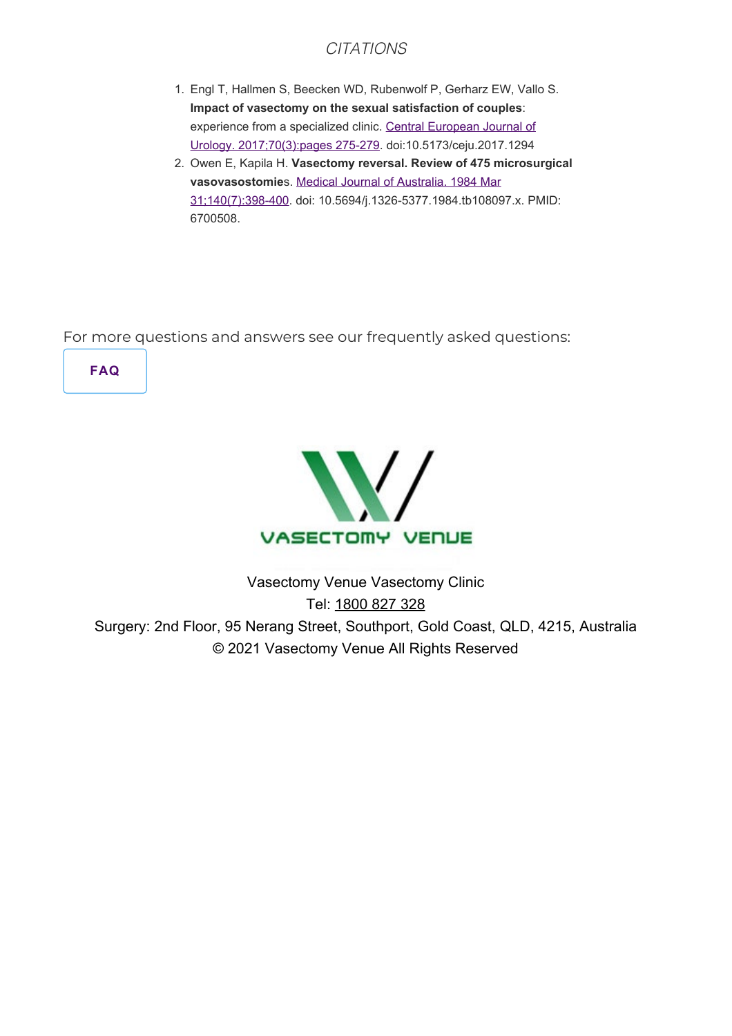*CITATIONS*

1. Engl T, Hallmen S, Beecken WD, Rubenwolf P, Gerharz EW, Vallo S. **Impact of vasectomy on the sexual satisfaction of couples**: experience from a specialized clinic. Central European Journal of Urology. 2017;70(3):pages 275-279. doi:10.5173/ceju.2017.1294
2. Owen E, Kapila H. **Vasectomy reversal. Review of 475 microsurgical vasovasostomie**s. Medical Journal of Australia. 1984 Mar 31;140(7):398-400. doi: 10.5694/j.1326-5377.1984.tb108097.x. PMID: 6700508.

For more questions and answers see our frequently asked questions:

**FAQ**

VASECTOMY VENUE

Vasectomy Venue Vasectomy Clinic

Tel: 1800 827 328

Surgery: 2nd Floor, 95 Nerang Street, Southport, Gold Coast, QLD, 4215, Australia

© 2021 Vasectomy Venue All Rights Reserved